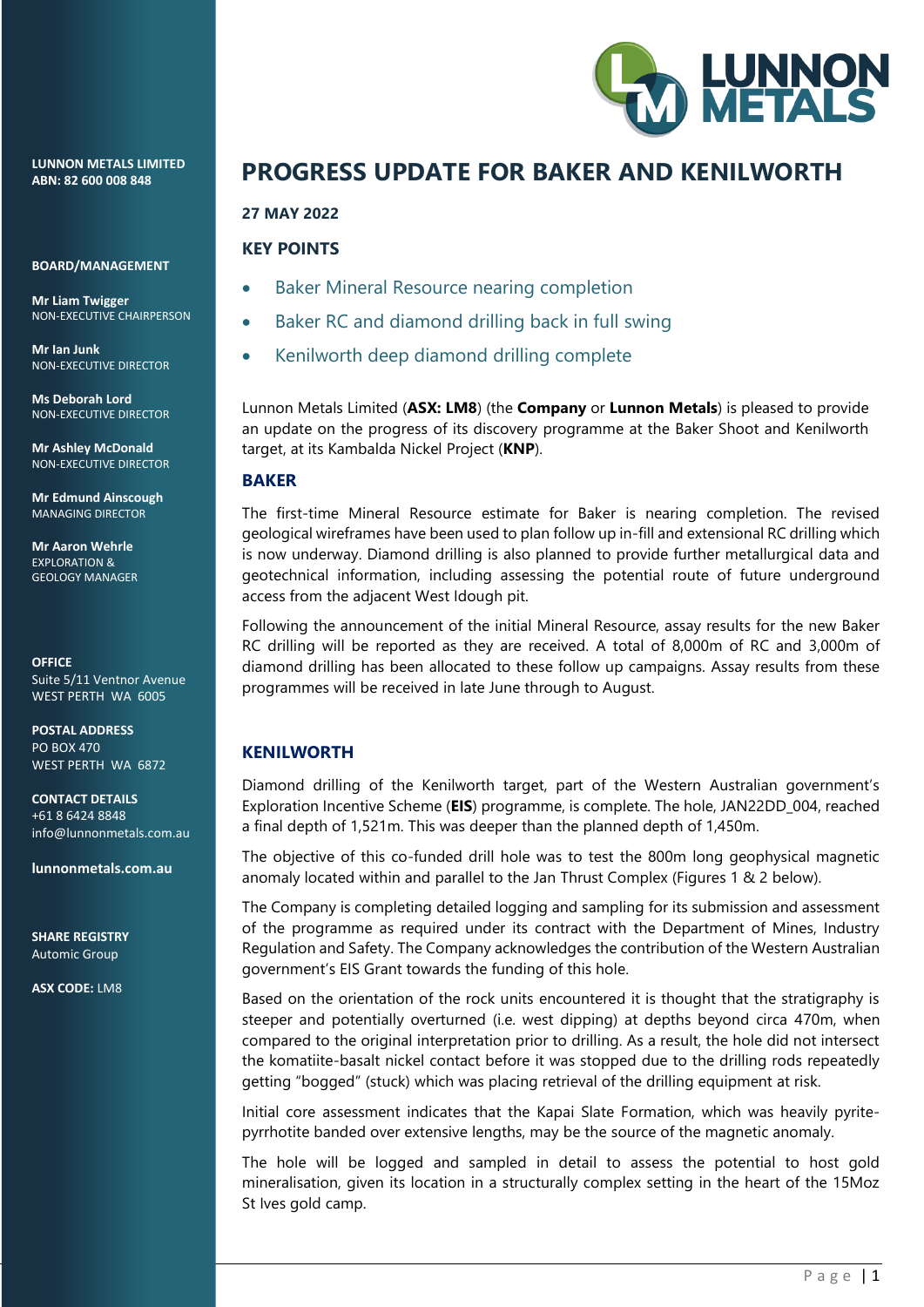**LUNNON METALS LIMITED**
**ABN: 82 600 008 848**

**BOARD/MANAGEMENT**

**Mr Liam Twigger**
NON-EXECUTIVE CHAIRPERSON

**Mr Ian Junk**
NON-EXECUTIVE DIRECTOR

**Ms Deborah Lord**
NON-EXECUTIVE DIRECTOR

**Mr Ashley McDonald**
NON-EXECUTIVE DIRECTOR

**Mr Edmund Ainscough**
MANAGING DIRECTOR

**Mr Aaron Wehrle**
EXPLORATION & GEOLOGY MANAGER

**OFFICE**
Suite 5/11 Ventnor Avenue
WEST PERTH WA 6005

**POSTAL ADDRESS**
PO BOX 470
WEST PERTH WA 6872

**CONTACT DETAILS**
+61 8 6424 8848
info@lunnonmetals.com.au

**lunnonmetals.com.au**

**SHARE REGISTRY**
Automic Group

**ASX CODE:** LM8

# PROGRESS UPDATE FOR BAKER AND KENILWORTH

**27 MAY 2022**

### KEY POINTS

- Baker Mineral Resource nearing completion
- Baker RC and diamond drilling back in full swing
- Kenilworth deep diamond drilling complete

Lunnon Metals Limited (**ASX: LM8**) (the **Company** or **Lunnon Metals**) is pleased to provide an update on the progress of its discovery programme at the Baker Shoot and Kenilworth target, at its Kambalda Nickel Project (**KNP**).

## BAKER

The first-time Mineral Resource estimate for Baker is nearing completion. The revised geological wireframes have been used to plan follow up in-fill and extensional RC drilling which is now underway. Diamond drilling is also planned to provide further metallurgical data and geotechnical information, including assessing the potential route of future underground access from the adjacent West Idough pit.

Following the announcement of the initial Mineral Resource, assay results for the new Baker RC drilling will be reported as they are received. A total of 8,000m of RC and 3,000m of diamond drilling has been allocated to these follow up campaigns. Assay results from these programmes will be received in late June through to August.

## KENILWORTH

Diamond drilling of the Kenilworth target, part of the Western Australian government's Exploration Incentive Scheme (**EIS**) programme, is complete. The hole, JAN22DD_004, reached a final depth of 1,521m. This was deeper than the planned depth of 1,450m.

The objective of this co-funded drill hole was to test the 800m long geophysical magnetic anomaly located within and parallel to the Jan Thrust Complex (Figures 1 & 2 below).

The Company is completing detailed logging and sampling for its submission and assessment of the programme as required under its contract with the Department of Mines, Industry Regulation and Safety. The Company acknowledges the contribution of the Western Australian government's EIS Grant towards the funding of this hole.

Based on the orientation of the rock units encountered it is thought that the stratigraphy is steeper and potentially overturned (i.e. west dipping) at depths beyond circa 470m, when compared to the original interpretation prior to drilling. As a result, the hole did not intersect the komatiite-basalt nickel contact before it was stopped due to the drilling rods repeatedly getting "bogged" (stuck) which was placing retrieval of the drilling equipment at risk.

Initial core assessment indicates that the Kapai Slate Formation, which was heavily pyrite-pyrrhotite banded over extensive lengths, may be the source of the magnetic anomaly.

The hole will be logged and sampled in detail to assess the potential to host gold mineralisation, given its location in a structurally complex setting in the heart of the 15Moz St Ives gold camp.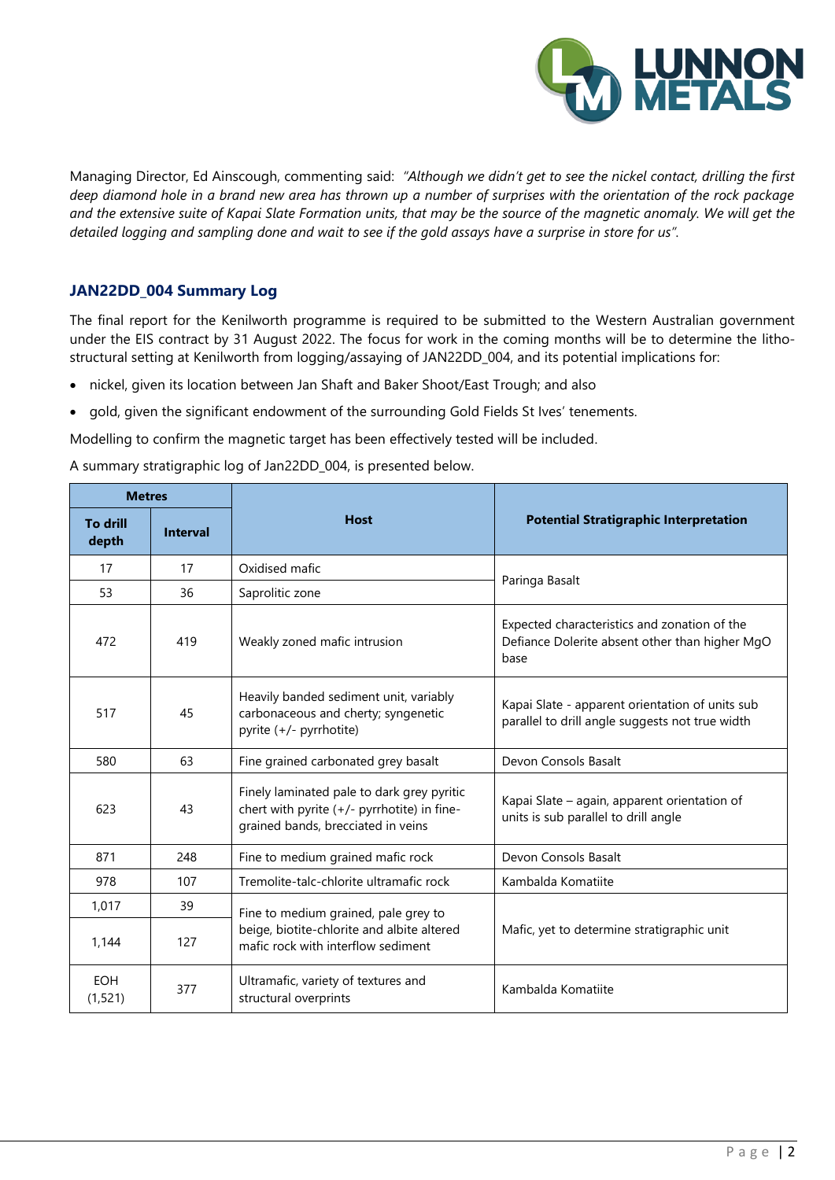Managing Director, Ed Ainscough, commenting said: *"Although we didn't get to see the nickel contact, drilling the first deep diamond hole in a brand new area has thrown up a number of surprises with the orientation of the rock package and the extensive suite of Kapai Slate Formation units, that may be the source of the magnetic anomaly. We will get the detailed logging and sampling done and wait to see if the gold assays have a surprise in store for us".*

## JAN22DD_004 Summary Log

The final report for the Kenilworth programme is required to be submitted to the Western Australian government under the EIS contract by 31 August 2022. The focus for work in the coming months will be to determine the litho-structural setting at Kenilworth from logging/assaying of JAN22DD_004, and its potential implications for:

- nickel, given its location between Jan Shaft and Baker Shoot/East Trough; and also
- gold, given the significant endowment of the surrounding Gold Fields St Ives' tenements.

Modelling to confirm the magnetic target has been effectively tested will be included.

A summary stratigraphic log of Jan22DD_004, is presented below.

| Metres | | Host | Potential Stratigraphic Interpretation |
|---|---|---|---|
| **To drill depth** | **Interval** | | |
| 17 | 17 | Oxidised mafic | Paringa Basalt |
| 53 | 36 | Saprolitic zone | |
| 472 | 419 | Weakly zoned mafic intrusion | Expected characteristics and zonation of the Defiance Dolerite absent other than higher MgO base |
| 517 | 45 | Heavily banded sediment unit, variably carbonaceous and cherty; syngenetic pyrite (+/- pyrrhotite) | Kapai Slate - apparent orientation of units sub parallel to drill angle suggests not true width |
| 580 | 63 | Fine grained carbonated grey basalt | Devon Consols Basalt |
| 623 | 43 | Finely laminated pale to dark grey pyritic chert with pyrite (+/- pyrrhotite) in fine-grained bands, brecciated in veins | Kapai Slate – again, apparent orientation of units is sub parallel to drill angle |
| 871 | 248 | Fine to medium grained mafic rock | Devon Consols Basalt |
| 978 | 107 | Tremolite-talc-chlorite ultramafic rock | Kambalda Komatiite |
| 1,017 | 39 | Fine to medium grained, pale grey to beige, biotite-chlorite and albite altered mafic rock with interflow sediment | Mafic, yet to determine stratigraphic unit |
| 1,144 | 127 | | |
| EOH (1,521) | 377 | Ultramafic, variety of textures and structural overprints | Kambalda Komatiite |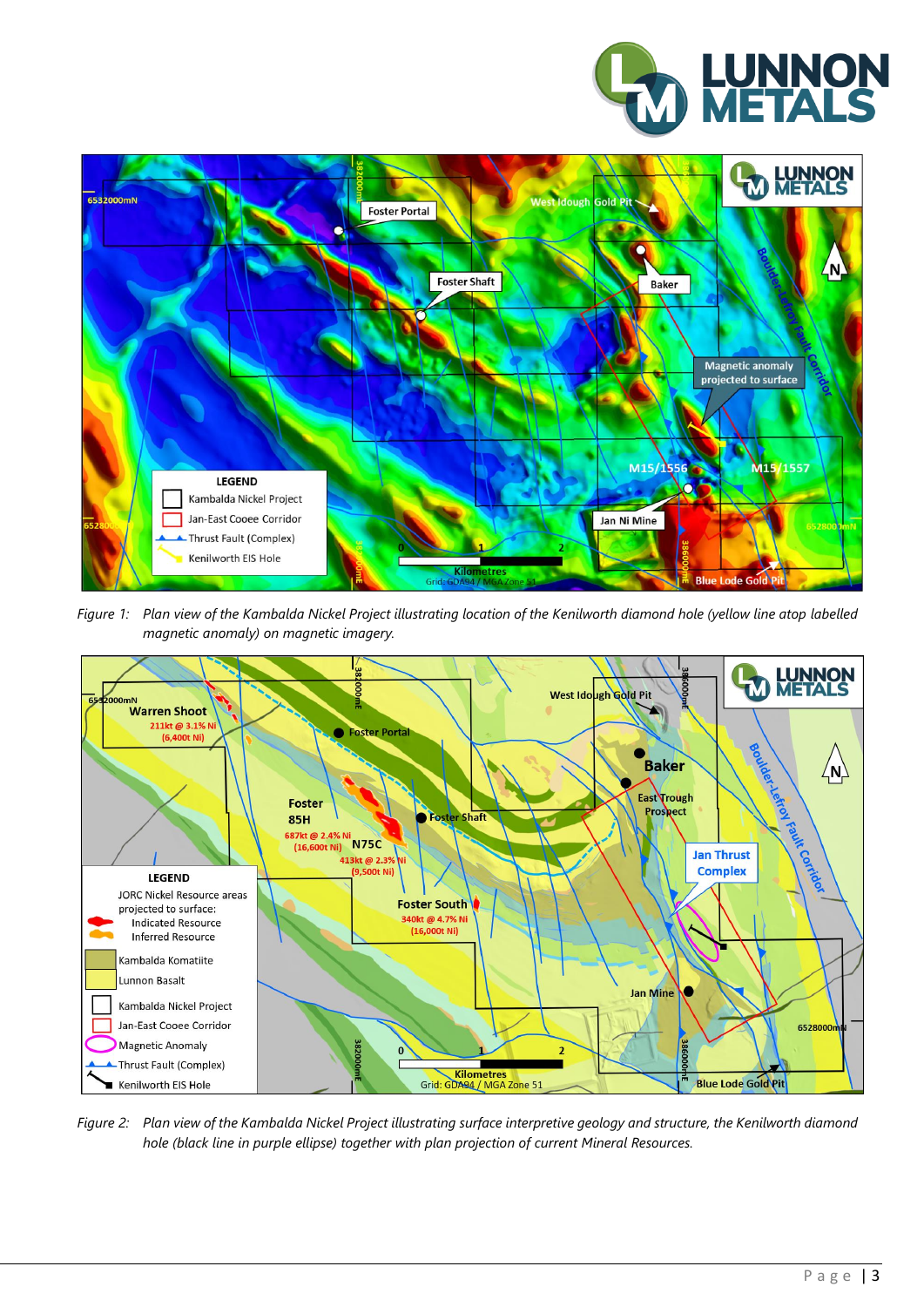Figure 1: Plan view of the Kambalda Nickel Project illustrating location of the Kenilworth diamond hole (yellow line atop labelled magnetic anomaly) on magnetic imagery.

Figure 2: Plan view of the Kambalda Nickel Project illustrating surface interpretive geology and structure, the Kenilworth diamond hole (black line in purple ellipse) together with plan projection of current Mineral Resources.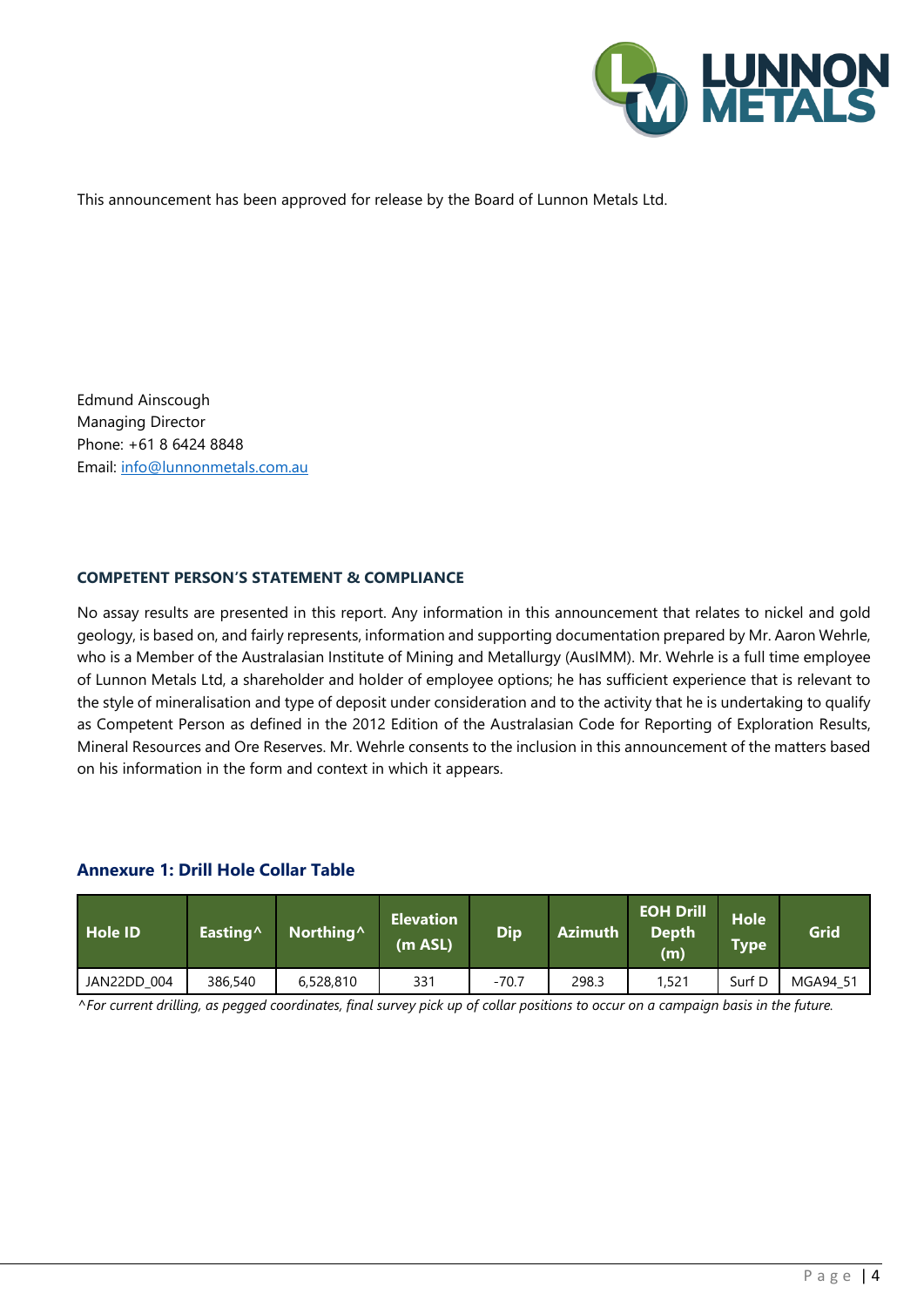This announcement has been approved for release by the Board of Lunnon Metals Ltd.

Edmund Ainscough
Managing Director
Phone: +61 8 6424 8848
Email: info@lunnonmetals.com.au

**COMPETENT PERSON'S STATEMENT & COMPLIANCE**

No assay results are presented in this report. Any information in this announcement that relates to nickel and gold geology, is based on, and fairly represents, information and supporting documentation prepared by Mr. Aaron Wehrle, who is a Member of the Australasian Institute of Mining and Metallurgy (AusIMM). Mr. Wehrle is a full time employee of Lunnon Metals Ltd, a shareholder and holder of employee options; he has sufficient experience that is relevant to the style of mineralisation and type of deposit under consideration and to the activity that he is undertaking to qualify as Competent Person as defined in the 2012 Edition of the Australasian Code for Reporting of Exploration Results, Mineral Resources and Ore Reserves. Mr. Wehrle consents to the inclusion in this announcement of the matters based on his information in the form and context in which it appears.

## Annexure 1: Drill Hole Collar Table

| Hole ID | Easting^ | Northing^ | Elevation (m ASL) | Dip | Azimuth | EOH Drill Depth (m) | Hole Type | Grid |
|---|---|---|---|---|---|---|---|---|
| JAN22DD_004 | 386,540 | 6,528,810 | 331 | -70.7 | 298.3 | 1,521 | Surf D | MGA94_51 |

*^For current drilling, as pegged coordinates, final survey pick up of collar positions to occur on a campaign basis in the future.*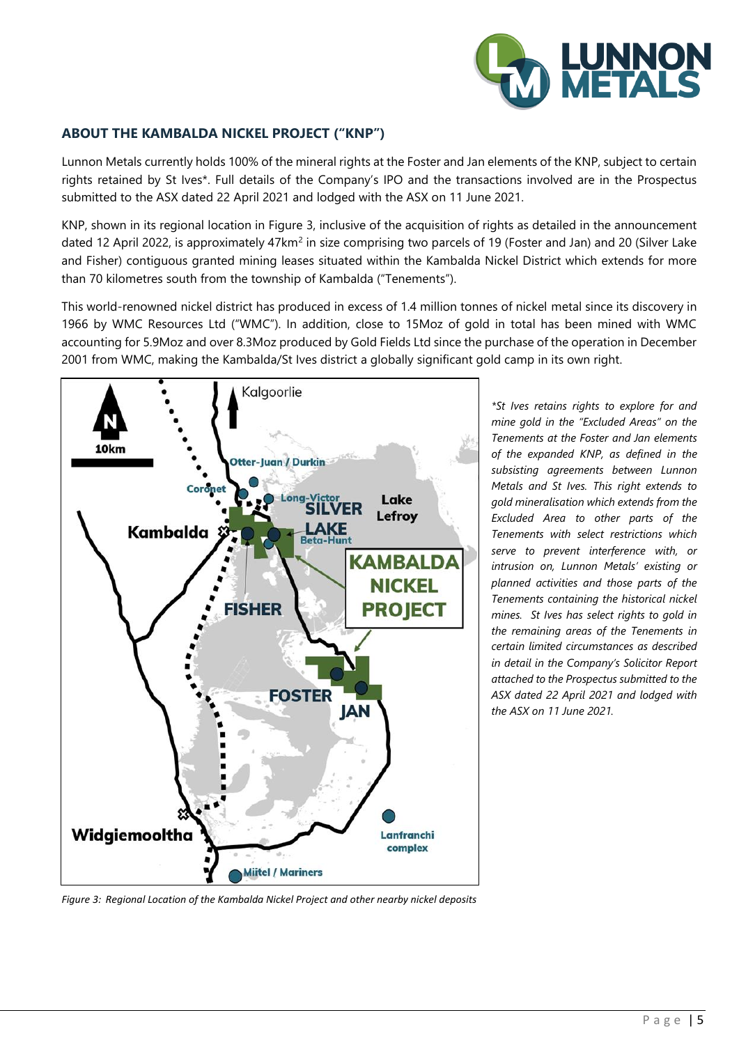## ABOUT THE KAMBALDA NICKEL PROJECT ("KNP")

Lunnon Metals currently holds 100% of the mineral rights at the Foster and Jan elements of the KNP, subject to certain rights retained by St Ives*. Full details of the Company's IPO and the transactions involved are in the Prospectus submitted to the ASX dated 22 April 2021 and lodged with the ASX on 11 June 2021.

KNP, shown in its regional location in Figure 3, inclusive of the acquisition of rights as detailed in the announcement dated 12 April 2022, is approximately 47km$^2$ in size comprising two parcels of 19 (Foster and Jan) and 20 (Silver Lake and Fisher) contiguous granted mining leases situated within the Kambalda Nickel District which extends for more than 70 kilometres south from the township of Kambalda ("Tenements").

This world-renowned nickel district has produced in excess of 1.4 million tonnes of nickel metal since its discovery in 1966 by WMC Resources Ltd ("WMC"). In addition, close to 15Moz of gold in total has been mined with WMC accounting for 5.9Moz and over 8.3Moz produced by Gold Fields Ltd since the purchase of the operation in December 2001 from WMC, making the Kambalda/St Ives district a globally significant gold camp in its own right.

*Figure 3: Regional Location of the Kambalda Nickel Project and other nearby nickel deposits*

**St Ives retains rights to explore for and mine gold in the "Excluded Areas" on the Tenements at the Foster and Jan elements of the expanded KNP, as defined in the subsisting agreements between Lunnon Metals and St Ives. This right extends to gold mineralisation which extends from the Excluded Area to other parts of the Tenements with select restrictions which serve to prevent interference with, or intrusion on, Lunnon Metals' existing or planned activities and those parts of the Tenements containing the historical nickel mines. St Ives has select rights to gold in the remaining areas of the Tenements in certain limited circumstances as described in detail in the Company's Solicitor Report attached to the Prospectus submitted to the ASX dated 22 April 2021 and lodged with the ASX on 11 June 2021.*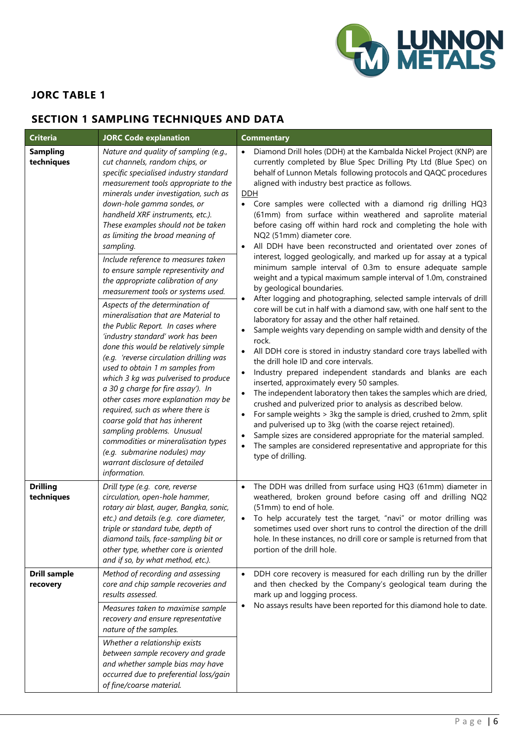## JORC TABLE 1

## SECTION 1 SAMPLING TECHNIQUES AND DATA

| Criteria | JORC Code explanation | Commentary |
|---|---|---|
| **Sampling techniques** | *Nature and quality of sampling (e.g., cut channels, random chips, or specific specialised industry standard measurement tools appropriate to the minerals under investigation, such as down-hole gamma sondes, or handheld XRF instruments, etc.). These examples should not be taken as limiting the broad meaning of sampling.*<br><br>*Include reference to measures taken to ensure sample representivity and the appropriate calibration of any measurement tools or systems used.*<br><br>*Aspects of the determination of mineralisation that are Material to the Public Report. In cases where 'industry standard' work has been done this would be relatively simple (e.g. 'reverse circulation drilling was used to obtain 1 m samples from which 3 kg was pulverised to produce a 30 g charge for fire assay'). In other cases more explanation may be required, such as where there is coarse gold that has inherent sampling problems. Unusual commodities or mineralisation types (e.g. submarine nodules) may warrant disclosure of detailed information.* | • Diamond Drill holes (DDH) at the Kambalda Nickel Project (KNP) are currently completed by Blue Spec Drilling Pty Ltd (Blue Spec) on behalf of Lunnon Metals following protocols and QAQC procedures aligned with industry best practice as follows.<br><br>DDH<br>• Core samples were collected with a diamond rig drilling HQ3 (61mm) from surface within weathered and saprolite material before casing off within hard rock and completing the hole with NQ2 (51mm) diameter core.<br>• All DDH have been reconstructed and orientated over zones of interest, logged geologically, and marked up for assay at a typical minimum sample interval of 0.3m to ensure adequate sample weight and a typical maximum sample interval of 1.0m, constrained by geological boundaries.<br>• After logging and photographing, selected sample intervals of drill core will be cut in half with a diamond saw, with one half sent to the laboratory for assay and the other half retained.<br>• Sample weights vary depending on sample width and density of the rock.<br>• All DDH core is stored in industry standard core trays labelled with the drill hole ID and core intervals.<br>• Industry prepared independent standards and blanks are each inserted, approximately every 50 samples.<br>• The independent laboratory then takes the samples which are dried, crushed and pulverized prior to analysis as described below.<br>• For sample weights > 3kg the sample is dried, crushed to 2mm, split and pulverised up to 3kg (with the coarse reject retained).<br>• Sample sizes are considered appropriate for the material sampled.<br>• The samples are considered representative and appropriate for this type of drilling. |
| **Drilling techniques** | *Drill type (e.g. core, reverse circulation, open-hole hammer, rotary air blast, auger, Bangka, sonic, etc.) and details (e.g. core diameter, triple or standard tube, depth of diamond tails, face-sampling bit or other type, whether core is oriented and if so, by what method, etc.).* | • The DDH was drilled from surface using HQ3 (61mm) diameter in weathered, broken ground before casing off and drilling NQ2 (51mm) to end of hole.<br>• To help accurately test the target, "navi" or motor drilling was sometimes used over short runs to control the direction of the drill hole. In these instances, no drill core or sample is returned from that portion of the drill hole. |
| **Drill sample recovery** | *Method of recording and assessing core and chip sample recoveries and results assessed.*<br><br>*Measures taken to maximise sample recovery and ensure representative nature of the samples.*<br><br>*Whether a relationship exists between sample recovery and grade and whether sample bias may have occurred due to preferential loss/gain of fine/coarse material.* | • DDH core recovery is measured for each drilling run by the driller and then checked by the Company's geological team during the mark up and logging process.<br>• No assays results have been reported for this diamond hole to date. |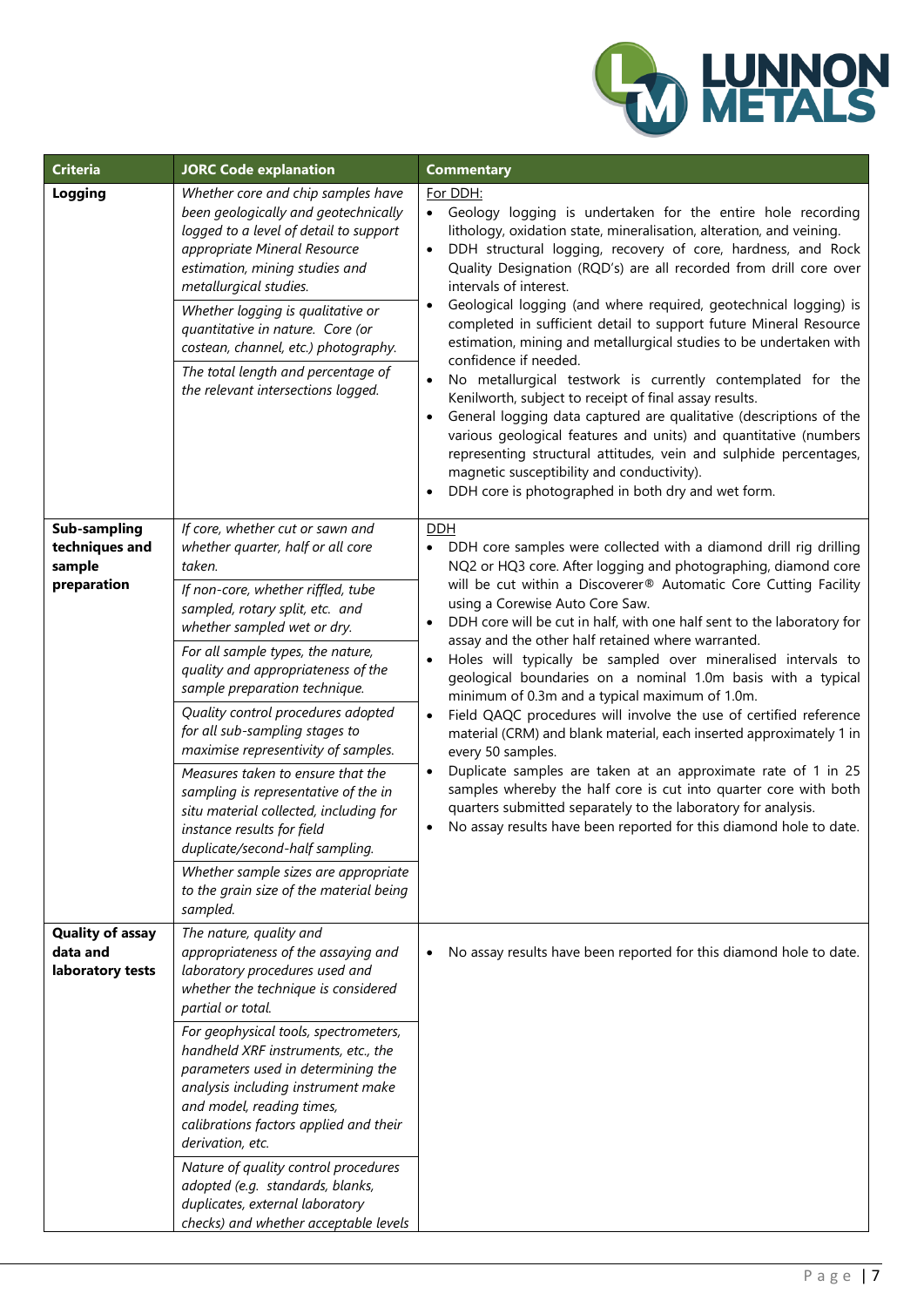| Criteria | JORC Code explanation | Commentary |
|---|---|---|
| **Logging** | *Whether core and chip samples have been geologically and geotechnically logged to a level of detail to support appropriate Mineral Resource estimation, mining studies and metallurgical studies.*<br><br>*Whether logging is qualitative or quantitative in nature. Core (or costean, channel, etc.) photography.*<br><br>*The total length and percentage of the relevant intersections logged.* | For DDH:<br>• Geology logging is undertaken for the entire hole recording lithology, oxidation state, mineralisation, alteration, and veining.<br>• DDH structural logging, recovery of core, hardness, and Rock Quality Designation (RQD's) are all recorded from drill core over intervals of interest.<br>• Geological logging (and where required, geotechnical logging) is completed in sufficient detail to support future Mineral Resource estimation, mining and metallurgical studies to be undertaken with confidence if needed.<br>• No metallurgical testwork is currently contemplated for the Kenilworth, subject to receipt of final assay results.<br>• General logging data captured are qualitative (descriptions of the various geological features and units) and quantitative (numbers representing structural attitudes, vein and sulphide percentages, magnetic susceptibility and conductivity).<br>• DDH core is photographed in both dry and wet form. |
| **Sub-sampling techniques and sample preparation** | *If core, whether cut or sawn and whether quarter, half or all core taken.*<br><br>*If non-core, whether riffled, tube sampled, rotary split, etc. and whether sampled wet or dry.*<br><br>*For all sample types, the nature, quality and appropriateness of the sample preparation technique.*<br><br>*Quality control procedures adopted for all sub-sampling stages to maximise representivity of samples.*<br><br>*Measures taken to ensure that the sampling is representative of the in situ material collected, including for instance results for field duplicate/second-half sampling.*<br><br>*Whether sample sizes are appropriate to the grain size of the material being sampled.* | DDH<br>• DDH core samples were collected with a diamond drill rig drilling NQ2 or HQ3 core. After logging and photographing, diamond core will be cut within a Discoverer® Automatic Core Cutting Facility using a Corewise Auto Core Saw.<br>• DDH core will be cut in half, with one half sent to the laboratory for assay and the other half retained where warranted.<br>• Holes will typically be sampled over mineralised intervals to geological boundaries on a nominal 1.0m basis with a typical minimum of 0.3m and a typical maximum of 1.0m.<br>• Field QAQC procedures will involve the use of certified reference material (CRM) and blank material, each inserted approximately 1 in every 50 samples.<br>• Duplicate samples are taken at an approximate rate of 1 in 25 samples whereby the half core is cut into quarter core with both quarters submitted separately to the laboratory for analysis.<br>• No assay results have been reported for this diamond hole to date. |
| **Quality of assay data and laboratory tests** | *The nature, quality and appropriateness of the assaying and laboratory procedures used and whether the technique is considered partial or total.*<br><br>*For geophysical tools, spectrometers, handheld XRF instruments, etc., the parameters used in determining the analysis including instrument make and model, reading times, calibrations factors applied and their derivation, etc.*<br><br>*Nature of quality control procedures adopted (e.g. standards, blanks, duplicates, external laboratory checks) and whether acceptable levels* | • No assay results have been reported for this diamond hole to date. |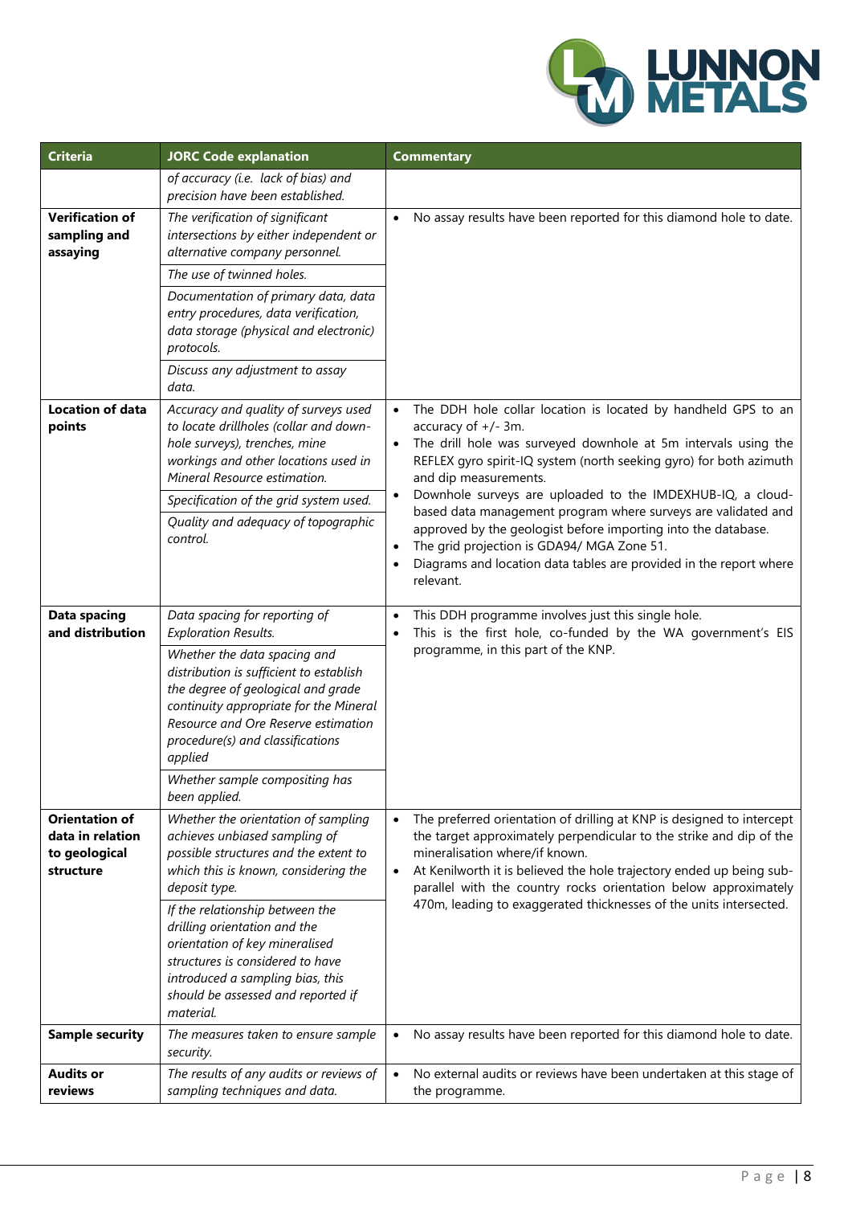| Criteria | JORC Code explanation | Commentary |
|---|---|---|
| | *of accuracy (i.e. lack of bias) and precision have been established.* | |
| **Verification of sampling and assaying** | *The verification of significant intersections by either independent or alternative company personnel.*<br>*The use of twinned holes.*<br>*Documentation of primary data, data entry procedures, data verification, data storage (physical and electronic) protocols.*<br>*Discuss any adjustment to assay data.* | • No assay results have been reported for this diamond hole to date. |
| **Location of data points** | *Accuracy and quality of surveys used to locate drillholes (collar and down-hole surveys), trenches, mine workings and other locations used in Mineral Resource estimation.*<br>*Specification of the grid system used.*<br>*Quality and adequacy of topographic control.* | • The DDH hole collar location is located by handheld GPS to an accuracy of +/- 3m.<br>• The drill hole was surveyed downhole at 5m intervals using the REFLEX gyro spirit-IQ system (north seeking gyro) for both azimuth and dip measurements.<br>• Downhole surveys are uploaded to the IMDEXHUB-IQ, a cloud-based data management program where surveys are validated and approved by the geologist before importing into the database.<br>• The grid projection is GDA94/ MGA Zone 51.<br>• Diagrams and location data tables are provided in the report where relevant. |
| **Data spacing and distribution** | *Data spacing for reporting of Exploration Results.*<br>*Whether the data spacing and distribution is sufficient to establish the degree of geological and grade continuity appropriate for the Mineral Resource and Ore Reserve estimation procedure(s) and classifications applied*<br>*Whether sample compositing has been applied.* | • This DDH programme involves just this single hole.<br>• This is the first hole, co-funded by the WA government's EIS programme, in this part of the KNP. |
| **Orientation of data in relation to geological structure** | *Whether the orientation of sampling achieves unbiased sampling of possible structures and the extent to which this is known, considering the deposit type.*<br>*If the relationship between the drilling orientation and the orientation of key mineralised structures is considered to have introduced a sampling bias, this should be assessed and reported if material.* | • The preferred orientation of drilling at KNP is designed to intercept the target approximately perpendicular to the strike and dip of the mineralisation where/if known.<br>• At Kenilworth it is believed the hole trajectory ended up being sub-parallel with the country rocks orientation below approximately 470m, leading to exaggerated thicknesses of the units intersected. |
| **Sample security** | *The measures taken to ensure sample security.* | • No assay results have been reported for this diamond hole to date. |
| **Audits or reviews** | *The results of any audits or reviews of sampling techniques and data.* | • No external audits or reviews have been undertaken at this stage of the programme. |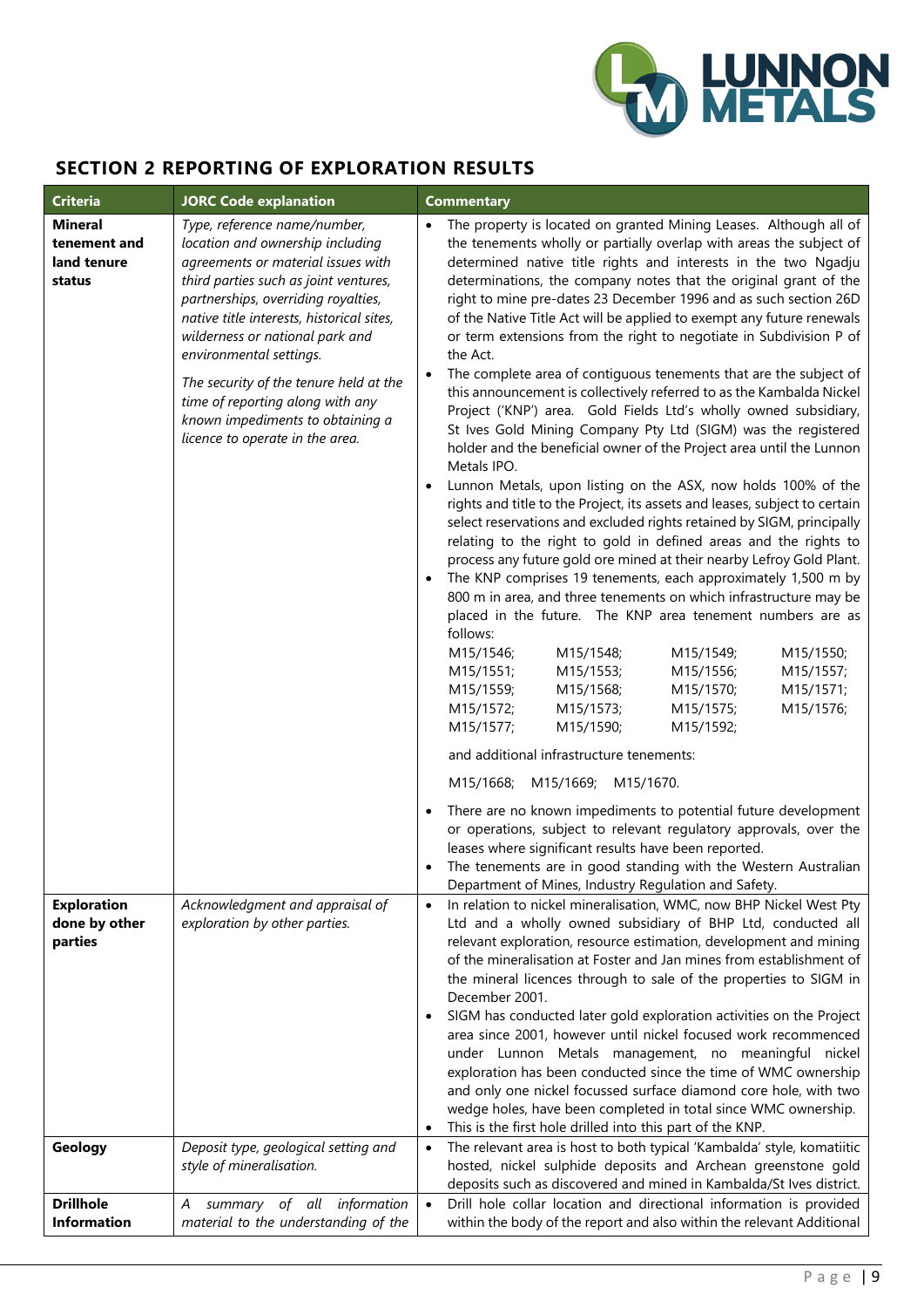## SECTION 2 REPORTING OF EXPLORATION RESULTS

| Criteria | JORC Code explanation | Commentary |
|---|---|---|
| **Mineral tenement and land tenure status** | *Type, reference name/number, location and ownership including agreements or material issues with third parties such as joint ventures, partnerships, overriding royalties, native title interests, historical sites, wilderness or national park and environmental settings.*<br><br>*The security of the tenure held at the time of reporting along with any known impediments to obtaining a licence to operate in the area.* | • The property is located on granted Mining Leases. Although all of the tenements wholly or partially overlap with areas the subject of determined native title rights and interests in the two Ngadju determinations, the company notes that the original grant of the right to mine pre-dates 23 December 1996 and as such section 26D of the Native Title Act will be applied to exempt any future renewals or term extensions from the right to negotiate in Subdivision P of the Act.<br>• The complete area of contiguous tenements that are the subject of this announcement is collectively referred to as the Kambalda Nickel Project ('KNP') area. Gold Fields Ltd's wholly owned subsidiary, St Ives Gold Mining Company Pty Ltd (SIGM) was the registered holder and the beneficial owner of the Project area until the Lunnon Metals IPO.<br>• Lunnon Metals, upon listing on the ASX, now holds 100% of the rights and title to the Project, its assets and leases, subject to certain select reservations and excluded rights retained by SIGM, principally relating to the right to gold in defined areas and the rights to process any future gold ore mined at their nearby Lefroy Gold Plant.<br>• The KNP comprises 19 tenements, each approximately 1,500 m by 800 m in area, and three tenements on which infrastructure may be placed in the future. The KNP area tenement numbers are as follows:<br>M15/1546; M15/1548; M15/1549; M15/1550;<br>M15/1551; M15/1553; M15/1556; M15/1557;<br>M15/1559; M15/1568; M15/1570; M15/1571;<br>M15/1572; M15/1573; M15/1575; M15/1576;<br>M15/1577; M15/1590; M15/1592;<br><br>and additional infrastructure tenements:<br><br>M15/1668; M15/1669; M15/1670.<br><br>• There are no known impediments to potential future development or operations, subject to relevant regulatory approvals, over the leases where significant results have been reported.<br>• The tenements are in good standing with the Western Australian Department of Mines, Industry Regulation and Safety. |
| **Exploration done by other parties** | *Acknowledgment and appraisal of exploration by other parties.* | • In relation to nickel mineralisation, WMC, now BHP Nickel West Pty Ltd and a wholly owned subsidiary of BHP Ltd, conducted all relevant exploration, resource estimation, development and mining of the mineralisation at Foster and Jan mines from establishment of the mineral licences through to sale of the properties to SIGM in December 2001.<br>• SIGM has conducted later gold exploration activities on the Project area since 2001, however until nickel focused work recommenced under Lunnon Metals management, no meaningful nickel exploration has been conducted since the time of WMC ownership and only one nickel focussed surface diamond core hole, with two wedge holes, have been completed in total since WMC ownership.<br>• This is the first hole drilled into this part of the KNP. |
| **Geology** | *Deposit type, geological setting and style of mineralisation.* | • The relevant area is host to both typical 'Kambalda' style, komatiitic hosted, nickel sulphide deposits and Archean greenstone gold deposits such as discovered and mined in Kambalda/St Ives district. |
| **Drillhole Information** | *A summary of all information material to the understanding of the* | • Drill hole collar location and directional information is provided within the body of the report and also within the relevant Additional |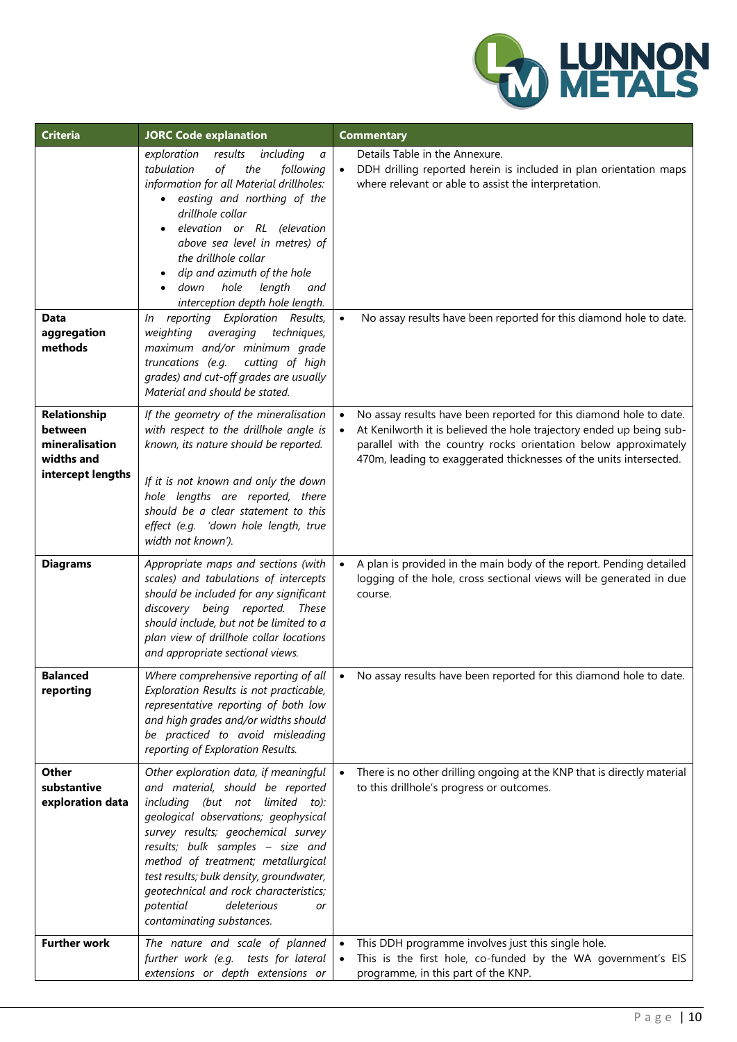| Criteria | JORC Code explanation | Commentary |
|---|---|---|
| | *exploration results including a tabulation of the following information for all Material drillholes:* <br> • *easting and northing of the drillhole collar* <br> • *elevation or RL (elevation above sea level in metres) of the drillhole collar* <br> • *dip and azimuth of the hole* <br> • *down hole length and interception depth hole length.* | Details Table in the Annexure. <br> • DDH drilling reported herein is included in plan orientation maps where relevant or able to assist the interpretation. |
| **Data aggregation methods** | *In reporting Exploration Results, weighting averaging techniques, maximum and/or minimum grade truncations (e.g. cutting of high grades) and cut-off grades are usually Material and should be stated.* | • No assay results have been reported for this diamond hole to date. |
| **Relationship between mineralisation widths and intercept lengths** | *If the geometry of the mineralisation with respect to the drillhole angle is known, its nature should be reported.* <br><br> *If it is not known and only the down hole lengths are reported, there should be a clear statement to this effect (e.g. 'down hole length, true width not known').* | • No assay results have been reported for this diamond hole to date. <br> • At Kenilworth it is believed the hole trajectory ended up being sub-parallel with the country rocks orientation below approximately 470m, leading to exaggerated thicknesses of the units intersected. |
| **Diagrams** | *Appropriate maps and sections (with scales) and tabulations of intercepts should be included for any significant discovery being reported. These should include, but not be limited to a plan view of drillhole collar locations and appropriate sectional views.* | • A plan is provided in the main body of the report. Pending detailed logging of the hole, cross sectional views will be generated in due course. |
| **Balanced reporting** | *Where comprehensive reporting of all Exploration Results is not practicable, representative reporting of both low and high grades and/or widths should be practiced to avoid misleading reporting of Exploration Results.* | • No assay results have been reported for this diamond hole to date. |
| **Other substantive exploration data** | *Other exploration data, if meaningful and material, should be reported including (but not limited to): geological observations; geophysical survey results; geochemical survey results; bulk samples – size and method of treatment; metallurgical test results; bulk density, groundwater, geotechnical and rock characteristics; potential deleterious or contaminating substances.* | • There is no other drilling ongoing at the KNP that is directly material to this drillhole's progress or outcomes. |
| **Further work** | *The nature and scale of planned further work (e.g. tests for lateral extensions or depth extensions or* | • This DDH programme involves just this single hole. <br> • This is the first hole, co-funded by the WA government's EIS programme, in this part of the KNP. |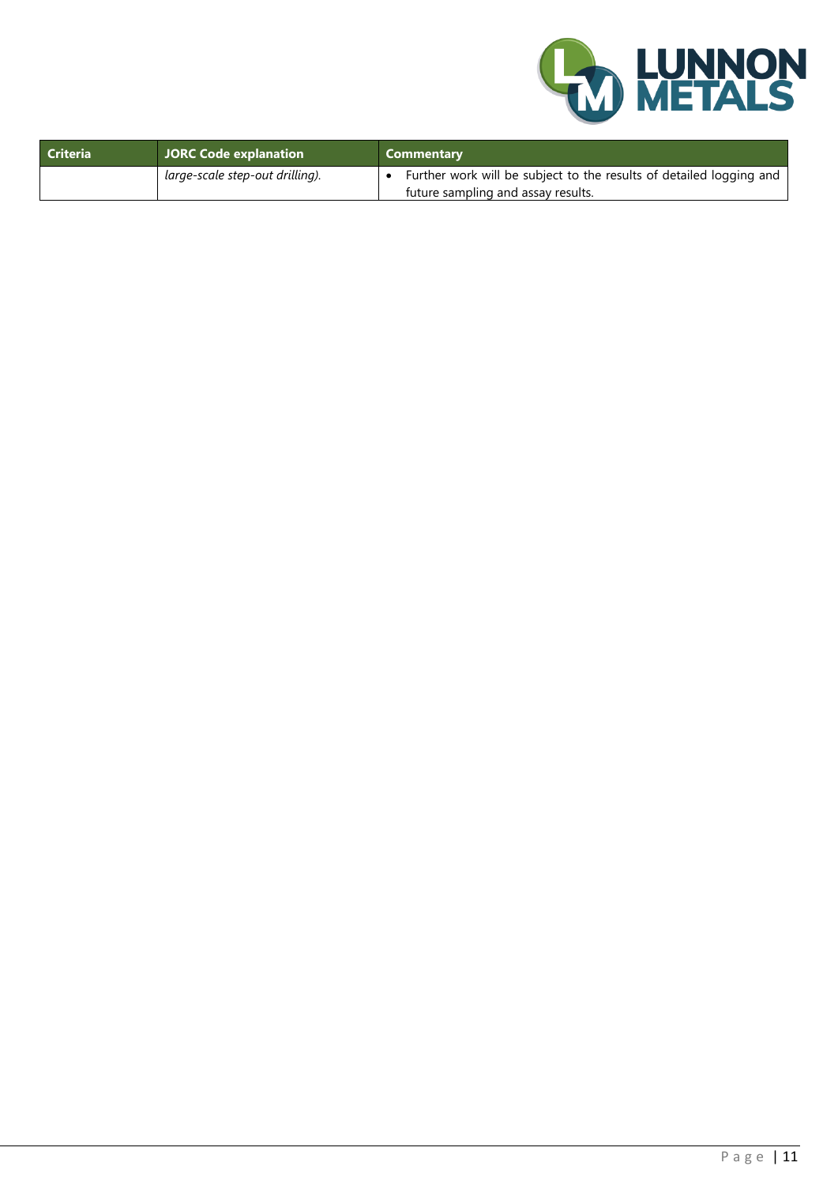| Criteria | JORC Code explanation | Commentary |
|---|---|---|
| | *large-scale step-out drilling).* | • Further work will be subject to the results of detailed logging and future sampling and assay results. |